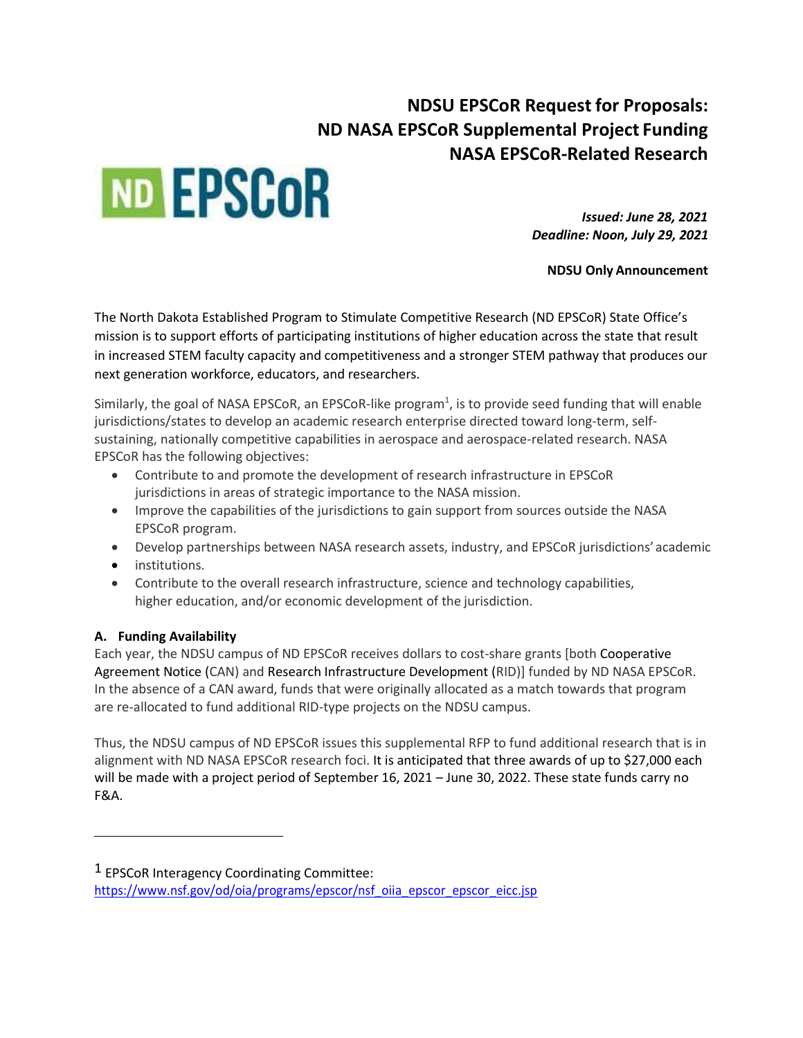# NDSU EPSCoR Request for Proposals: ND NASA EPSCoR Supplemental Project Funding NASA EPSCoR-Related Research

ND EPSCoR

***Issued: June 28, 2021***
***Deadline: Noon, July 29, 2021***

**NDSU Only Announcement**

The North Dakota Established Program to Stimulate Competitive Research (ND EPSCoR) State Office's mission is to support efforts of participating institutions of higher education across the state that result in increased STEM faculty capacity and competitiveness and a stronger STEM pathway that produces our next generation workforce, educators, and researchers.

Similarly, the goal of NASA EPSCoR, an EPSCoR-like program[1], is to provide seed funding that will enable jurisdictions/states to develop an academic research enterprise directed toward long-term, self-sustaining, nationally competitive capabilities in aerospace and aerospace-related research. NASA EPSCoR has the following objectives:

- Contribute to and promote the development of research infrastructure in EPSCoR jurisdictions in areas of strategic importance to the NASA mission.
- Improve the capabilities of the jurisdictions to gain support from sources outside the NASA EPSCoR program.
- Develop partnerships between NASA research assets, industry, and EPSCoR jurisdictions' academic
- institutions.
- Contribute to the overall research infrastructure, science and technology capabilities, higher education, and/or economic development of the jurisdiction.

### A. Funding Availability

Each year, the NDSU campus of ND EPSCoR receives dollars to cost-share grants [both Cooperative Agreement Notice (CAN) and Research Infrastructure Development (RID)] funded by ND NASA EPSCoR. In the absence of a CAN award, funds that were originally allocated as a match towards that program are re-allocated to fund additional RID-type projects on the NDSU campus.

Thus, the NDSU campus of ND EPSCoR issues this supplemental RFP to fund additional research that is in alignment with ND NASA EPSCoR research foci. It is anticipated that three awards of up to $27,000 each will be made with a project period of September 16, 2021 – June 30, 2022. These state funds carry no F&A.

---

[1] EPSCoR Interagency Coordinating Committee: https://www.nsf.gov/od/oia/programs/epscor/nsf_oiia_epscor_epscor_eicc.jsp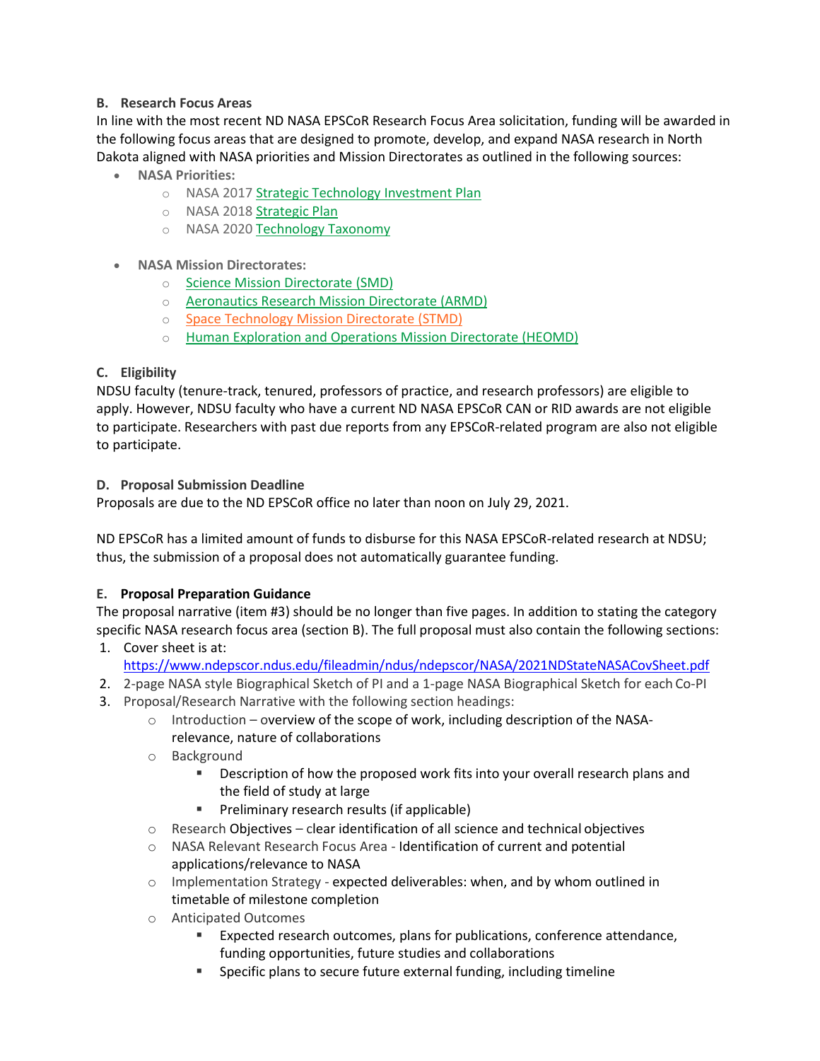**B. Research Focus Areas**

In line with the most recent ND NASA EPSCoR Research Focus Area solicitation, funding will be awarded in the following focus areas that are designed to promote, develop, and expand NASA research in North Dakota aligned with NASA priorities and Mission Directorates as outlined in the following sources:

- **NASA Priorities:**
  - NASA 2017 Strategic Technology Investment Plan
  - NASA 2018 Strategic Plan
  - NASA 2020 Technology Taxonomy

- **NASA Mission Directorates:**
  - Science Mission Directorate (SMD)
  - Aeronautics Research Mission Directorate (ARMD)
  - Space Technology Mission Directorate (STMD)
  - Human Exploration and Operations Mission Directorate (HEOMD)

**C. Eligibility**

NDSU faculty (tenure-track, tenured, professors of practice, and research professors) are eligible to apply. However, NDSU faculty who have a current ND NASA EPSCoR CAN or RID awards are not eligible to participate. Researchers with past due reports from any EPSCoR-related program are also not eligible to participate.

**D. Proposal Submission Deadline**

Proposals are due to the ND EPSCoR office no later than noon on July 29, 2021.

ND EPSCoR has a limited amount of funds to disburse for this NASA EPSCoR-related research at NDSU; thus, the submission of a proposal does not automatically guarantee funding.

**E. Proposal Preparation Guidance**

The proposal narrative (item #3) should be no longer than five pages. In addition to stating the category specific NASA research focus area (section B). The full proposal must also contain the following sections:

1. Cover sheet is at: https://www.ndepscor.ndus.edu/fileadmin/ndus/ndepscor/NASA/2021NDStateNASACovSheet.pdf
2. 2-page NASA style Biographical Sketch of PI and a 1-page NASA Biographical Sketch for each Co-PI
3. Proposal/Research Narrative with the following section headings:
   - Introduction – overview of the scope of work, including description of the NASA-relevance, nature of collaborations
   - Background
     - Description of how the proposed work fits into your overall research plans and the field of study at large
     - Preliminary research results (if applicable)
   - Research Objectives – clear identification of all science and technical objectives
   - NASA Relevant Research Focus Area - Identification of current and potential applications/relevance to NASA
   - Implementation Strategy - expected deliverables: when, and by whom outlined in timetable of milestone completion
   - Anticipated Outcomes
     - Expected research outcomes, plans for publications, conference attendance, funding opportunities, future studies and collaborations
     - Specific plans to secure future external funding, including timeline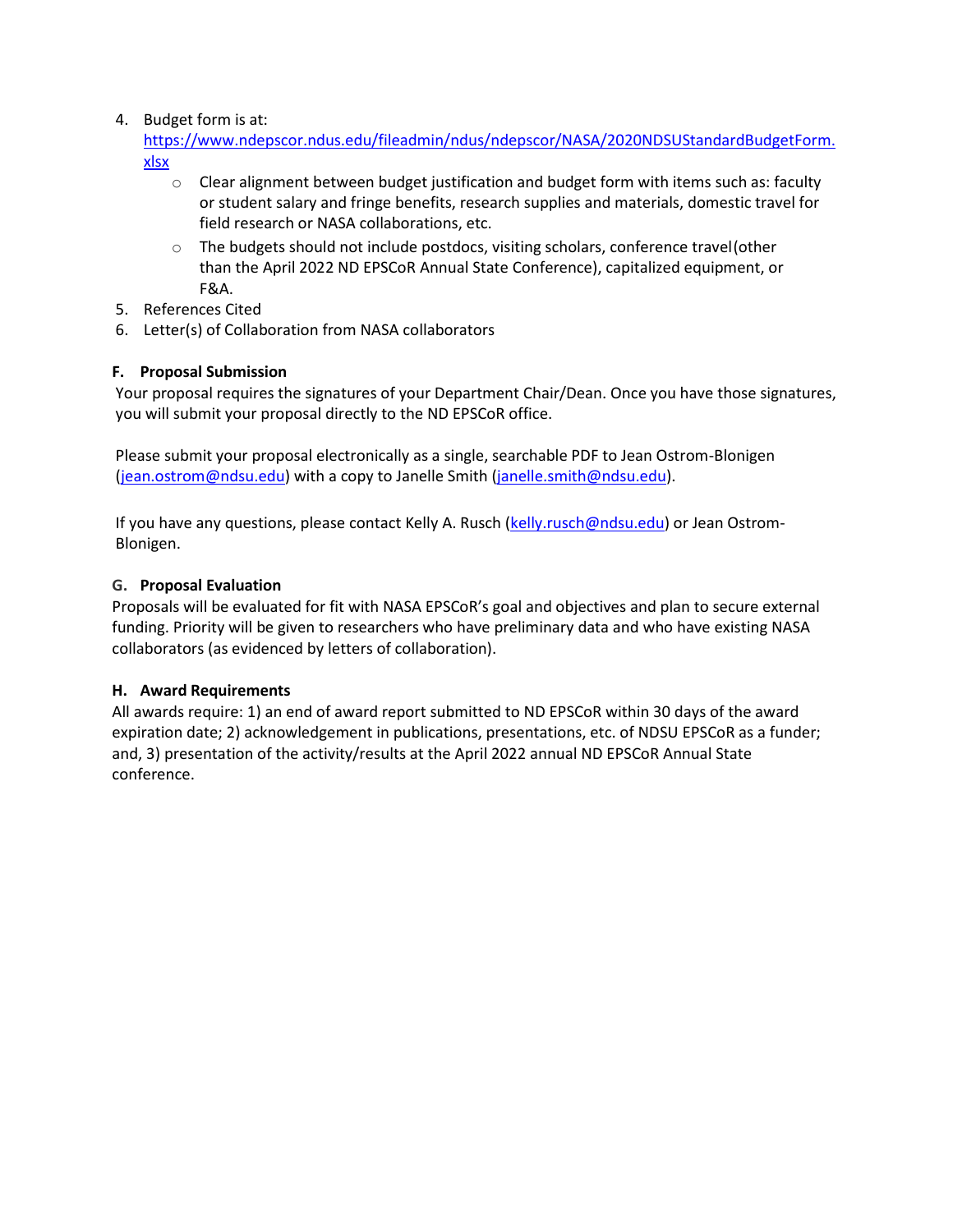4. Budget form is at: https://www.ndepscor.ndus.edu/fileadmin/ndus/ndepscor/NASA/2020NDSUStandardBudgetForm.xlsx
    - Clear alignment between budget justification and budget form with items such as: faculty or student salary and fringe benefits, research supplies and materials, domestic travel for field research or NASA collaborations, etc.
    - The budgets should not include postdocs, visiting scholars, conference travel (other than the April 2022 ND EPSCoR Annual State Conference), capitalized equipment, or F&A.
5. References Cited
6. Letter(s) of Collaboration from NASA collaborators

**F. Proposal Submission**

Your proposal requires the signatures of your Department Chair/Dean. Once you have those signatures, you will submit your proposal directly to the ND EPSCoR office.

Please submit your proposal electronically as a single, searchable PDF to Jean Ostrom-Blonigen (jean.ostrom@ndsu.edu) with a copy to Janelle Smith (janelle.smith@ndsu.edu).

If you have any questions, please contact Kelly A. Rusch (kelly.rusch@ndsu.edu) or Jean Ostrom-Blonigen.

**G. Proposal Evaluation**

Proposals will be evaluated for fit with NASA EPSCoR's goal and objectives and plan to secure external funding. Priority will be given to researchers who have preliminary data and who have existing NASA collaborators (as evidenced by letters of collaboration).

**H. Award Requirements**

All awards require: 1) an end of award report submitted to ND EPSCoR within 30 days of the award expiration date; 2) acknowledgement in publications, presentations, etc. of NDSU EPSCoR as a funder; and, 3) presentation of the activity/results at the April 2022 annual ND EPSCoR Annual State conference.